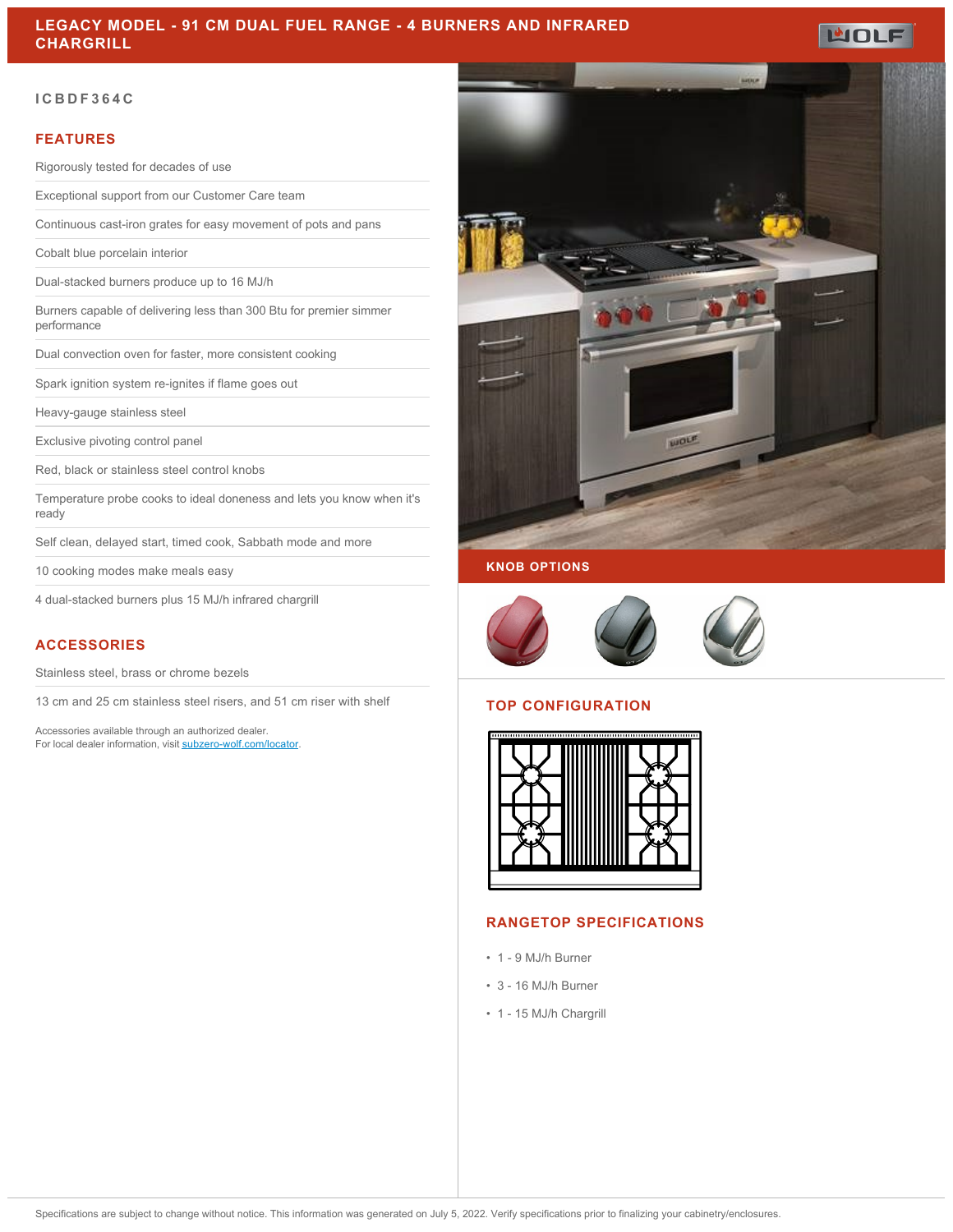# LEGACY MODEL - 91 CM DUAL FUEL RANGE - 4 BURNERS AND INFRARED CHARGRILL

ICBDF364C

## FEATURES

- Rigorously tested for decades of use
- Exceptional support from our Customer Care team
- Continuous cast-iron grates for easy movement of pots and pans
- Cobalt blue porcelain interior
- Dual-stacked burners produce up to 16 MJ/h
- Burners capable of delivering less than 300 Btu for premier simmer performance
- Dual convection oven for faster, more consistent cooking
- Spark ignition system re-ignites if flame goes out
- Heavy-gauge stainless steel
- Exclusive pivoting control panel
- Red, black or stainless steel control knobs
- Temperature probe cooks to ideal doneness and lets you know when it's ready
- Self clean, delayed start, timed cook, Sabbath mode and more
- 10 cooking modes make meals easy
- 4 dual-stacked burners plus 15 MJ/h infrared chargrill

## ACCESSORIES

- Stainless steel, brass or chrome bezels
- 13 cm and 25 cm stainless steel risers, and 51 cm riser with shelf

Accessories available through an authorized dealer.
For local dealer information, visit subzero-wolf.com/locator.

## KNOB OPTIONS

## TOP CONFIGURATION

## RANGETOP SPECIFICATIONS

- 1 - 9 MJ/h Burner
- 3 - 16 MJ/h Burner
- 1 - 15 MJ/h Chargrill

Specifications are subject to change without notice. This information was generated on July 5, 2022. Verify specifications prior to finalizing your cabinetry/enclosures.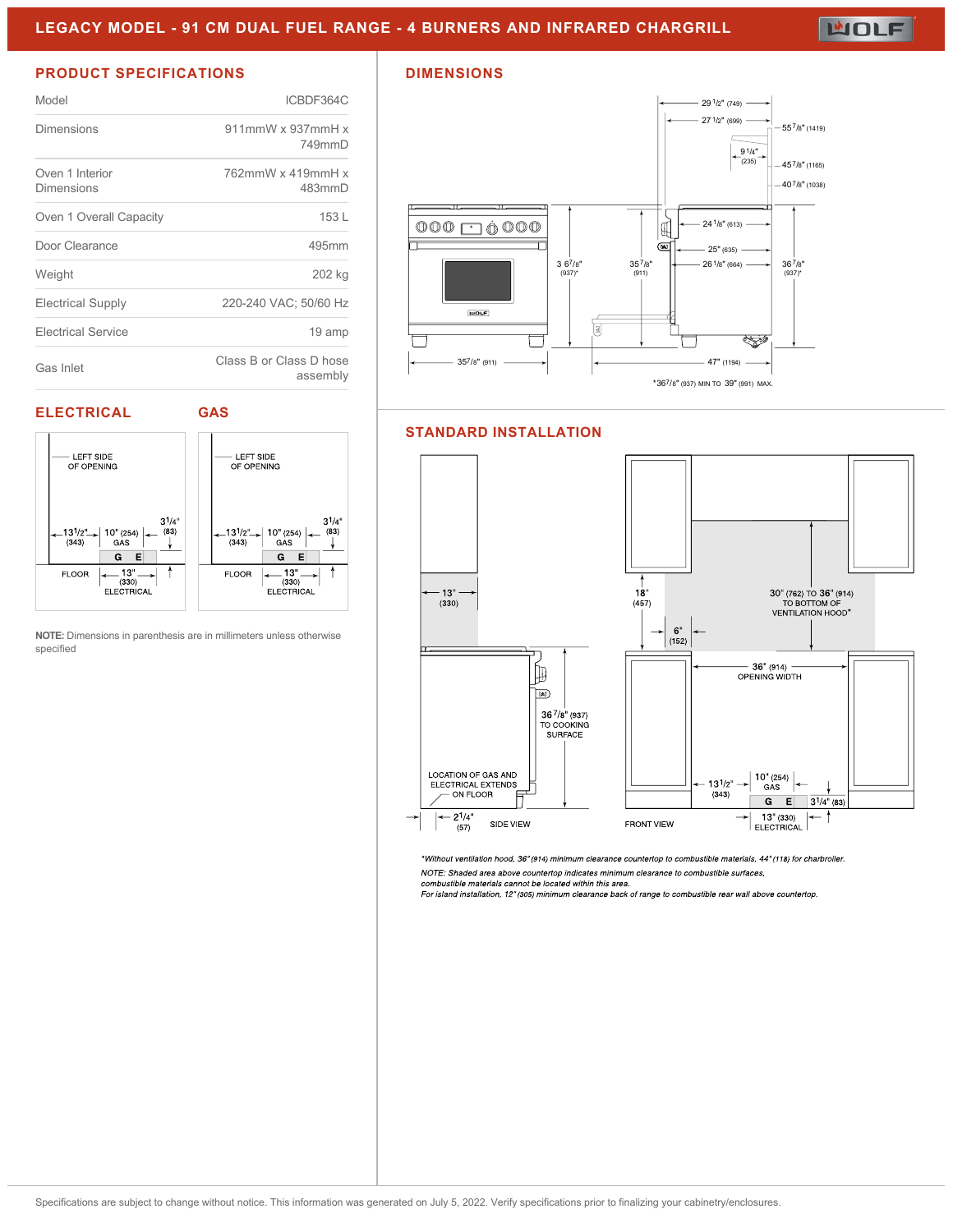# LEGACY MODEL - 91 CM DUAL FUEL RANGE - 4 BURNERS AND INFRARED CHARGRILL

## PRODUCT SPECIFICATIONS

| | |
|---|---|
| Model | ICBDF364C |
| Dimensions | 911mmW x 937mmH x 749mmD |
| Oven 1 Interior Dimensions | 762mmW x 419mmH x 483mmD |
| Oven 1 Overall Capacity | 153 L |
| Door Clearance | 495mm |
| Weight | 202 kg |
| Electrical Supply | 220-240 VAC; 50/60 Hz |
| Electrical Service | 19 amp |
| Gas Inlet | Class B or Class D hose assembly |

## ELECTRICAL

LEFT SIDE OF OPENING
13 1/2" (343)
10" (254) GAS
3 1/4" (83)
G E
FLOOR
13" (330) ELECTRICAL

## GAS

LEFT SIDE OF OPENING
13 1/2" (343)
10" (254) GAS
3 1/4" (83)
G E
FLOOR
13" (330) ELECTRICAL

**NOTE:** Dimensions in parenthesis are in millimeters unless otherwise specified

## DIMENSIONS

29 1/2" (749)
27 1/2" (699)
55 7/8" (1419)
9 1/4" (235)
45 7/8" (1165)
40 7/8" (1038)
24 1/8" (613)
25" (635)
26 1/8" (664)
3 6 7/8" (937)*
35 7/8" (911)
36 7/8" (937)*
35 7/8" (911)
47" (1194)
*36 7/8" (937) MIN TO 39" (991) MAX.

## STANDARD INSTALLATION

13" (330)
18" (457)
6" (152)
30" (762) TO 36" (914) TO BOTTOM OF VENTILATION HOOD*
36" (914) OPENING WIDTH
36 7/8" (937) TO COOKING SURFACE
LOCATION OF GAS AND ELECTRICAL EXTENDS ON FLOOR
2 1/4" (57)
SIDE VIEW
FRONT VIEW
13 1/2" (343)
10" (254) GAS
G E
3 1/4" (83)
13" (330) ELECTRICAL

*\*Without ventilation hood, 36" (914) minimum clearance countertop to combustible materials, 44" (118) for charbroiler.*

*NOTE: Shaded area above countertop indicates minimum clearance to combustible surfaces, combustible materials cannot be located within this area.*

*For island installation, 12" (305) minimum clearance back of range to combustible rear wall above countertop.*

Specifications are subject to change without notice. This information was generated on July 5, 2022. Verify specifications prior to finalizing your cabinetry/enclosures.